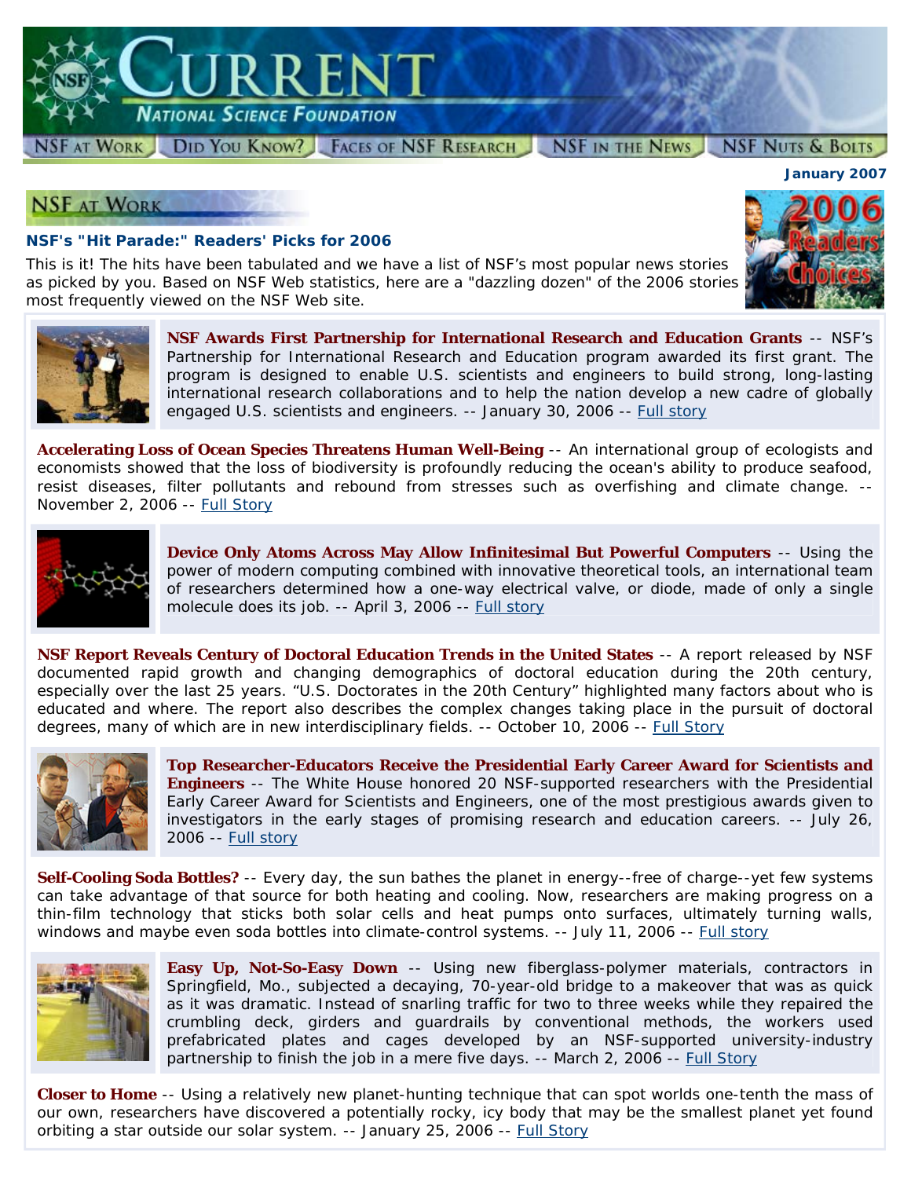# CURRENT

## NATIONAL SCIENCE FOUNDATION

NSF at Work | Did You Know? | Faces of NSF Research | NSF in the News | NSF Nuts & Bolts

**January 2007**

## NSF at Work

### NSF's "Hit Parade:" Readers' Picks for 2006

This is it! The hits have been tabulated and we have a list of NSF's most popular news stories as picked by you. Based on NSF Web statistics, here are a "dazzling dozen" of the 2006 stories most frequently viewed on the NSF Web site.

**NSF Awards First Partnership for International Research and Education Grants** -- NSF's Partnership for International Research and Education program awarded its first grant. The program is designed to enable U.S. scientists and engineers to build strong, long-lasting international research collaborations and to help the nation develop a new cadre of globally engaged U.S. scientists and engineers. -- January 30, 2006 -- Full story

**Accelerating Loss of Ocean Species Threatens Human Well-Being** -- An international group of ecologists and economists showed that the loss of biodiversity is profoundly reducing the ocean's ability to produce seafood, resist diseases, filter pollutants and rebound from stresses such as overfishing and climate change. -- November 2, 2006 -- Full Story

**Device Only Atoms Across May Allow Infinitesimal But Powerful Computers** -- Using the power of modern computing combined with innovative theoretical tools, an international team of researchers determined how a one-way electrical valve, or diode, made of only a single molecule does its job. -- April 3, 2006 -- Full story

**NSF Report Reveals Century of Doctoral Education Trends in the United States** -- A report released by NSF documented rapid growth and changing demographics of doctoral education during the 20th century, especially over the last 25 years. "U.S. Doctorates in the 20th Century" highlighted many factors about who is educated and where. The report also describes the complex changes taking place in the pursuit of doctoral degrees, many of which are in new interdisciplinary fields. -- October 10, 2006 -- Full Story

**Top Researcher-Educators Receive the Presidential Early Career Award for Scientists and Engineers** -- The White House honored 20 NSF-supported researchers with the Presidential Early Career Award for Scientists and Engineers, one of the most prestigious awards given to investigators in the early stages of promising research and education careers. -- July 26, 2006 -- Full story

**Self-Cooling Soda Bottles?** -- Every day, the sun bathes the planet in energy--free of charge--yet few systems can take advantage of that source for both heating and cooling. Now, researchers are making progress on a thin-film technology that sticks both solar cells and heat pumps onto surfaces, ultimately turning walls, windows and maybe even soda bottles into climate-control systems. -- July 11, 2006 -- Full story

**Easy Up, Not-So-Easy Down** -- Using new fiberglass-polymer materials, contractors in Springfield, Mo., subjected a decaying, 70-year-old bridge to a makeover that was as quick as it was dramatic. Instead of snarling traffic for two to three weeks while they repaired the crumbling deck, girders and guardrails by conventional methods, the workers used prefabricated plates and cages developed by an NSF-supported university-industry partnership to finish the job in a mere five days. -- March 2, 2006 -- Full Story

**Closer to Home** -- Using a relatively new planet-hunting technique that can spot worlds one-tenth the mass of our own, researchers have discovered a potentially rocky, icy body that may be the smallest planet yet found orbiting a star outside our solar system. -- January 25, 2006 -- Full Story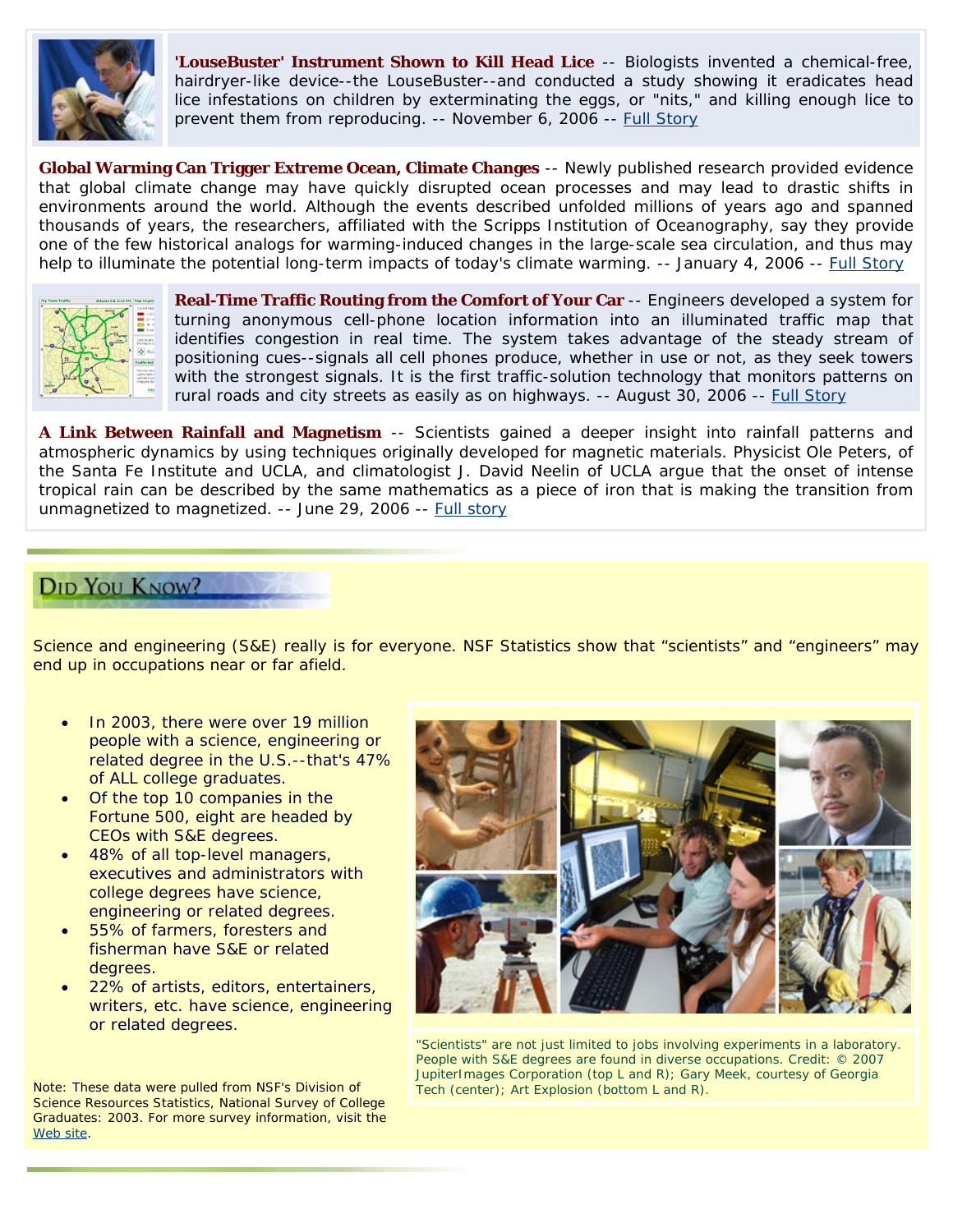**'LouseBuster' Instrument Shown to Kill Head Lice** -- Biologists invented a chemical-free, hairdryer-like device--the LouseBuster--and conducted a study showing it eradicates head lice infestations on children by exterminating the eggs, or "nits," and killing enough lice to prevent them from reproducing. -- November 6, 2006 -- Full Story

**Global Warming Can Trigger Extreme Ocean, Climate Changes** -- Newly published research provided evidence that global climate change may have quickly disrupted ocean processes and may lead to drastic shifts in environments around the world. Although the events described unfolded millions of years ago and spanned thousands of years, the researchers, affiliated with the Scripps Institution of Oceanography, say they provide one of the few historical analogs for warming-induced changes in the large-scale sea circulation, and thus may help to illuminate the potential long-term impacts of today's climate warming. -- January 4, 2006 -- Full Story

**Real-Time Traffic Routing from the Comfort of Your Car** -- Engineers developed a system for turning anonymous cell-phone location information into an illuminated traffic map that identifies congestion in real time. The system takes advantage of the steady stream of positioning cues--signals all cell phones produce, whether in use or not, as they seek towers with the strongest signals. It is the first traffic-solution technology that monitors patterns on rural roads and city streets as easily as on highways. -- August 30, 2006 -- Full Story

**A Link Between Rainfall and Magnetism** -- Scientists gained a deeper insight into rainfall patterns and atmospheric dynamics by using techniques originally developed for magnetic materials. Physicist Ole Peters, of the Santa Fe Institute and UCLA, and climatologist J. David Neelin of UCLA argue that the onset of intense tropical rain can be described by the same mathematics as a piece of iron that is making the transition from unmagnetized to magnetized. -- June 29, 2006 -- Full story

## Did You Know?

Science and engineering (S&E) really is for everyone. NSF Statistics show that "scientists" and "engineers" may end up in occupations near or far afield.

- In 2003, there were over 19 million people with a science, engineering or related degree in the U.S.--that's 47% of ALL college graduates.
- Of the top 10 companies in the Fortune 500, eight are headed by CEOs with S&E degrees.
- 48% of all top-level managers, executives and administrators with college degrees have science, engineering or related degrees.
- 55% of farmers, foresters and fisherman have S&E or related degrees.
- 22% of artists, editors, entertainers, writers, etc. have science, engineering or related degrees.

"Scientists" are not just limited to jobs involving experiments in a laboratory. People with S&E degrees are found in diverse occupations. Credit: © 2007 JupiterImages Corporation (top L and R); Gary Meek, courtesy of Georgia Tech (center); Art Explosion (bottom L and R).

Note: These data were pulled from NSF's Division of Science Resources Statistics, National Survey of College Graduates: 2003. For more survey information, visit the Web site.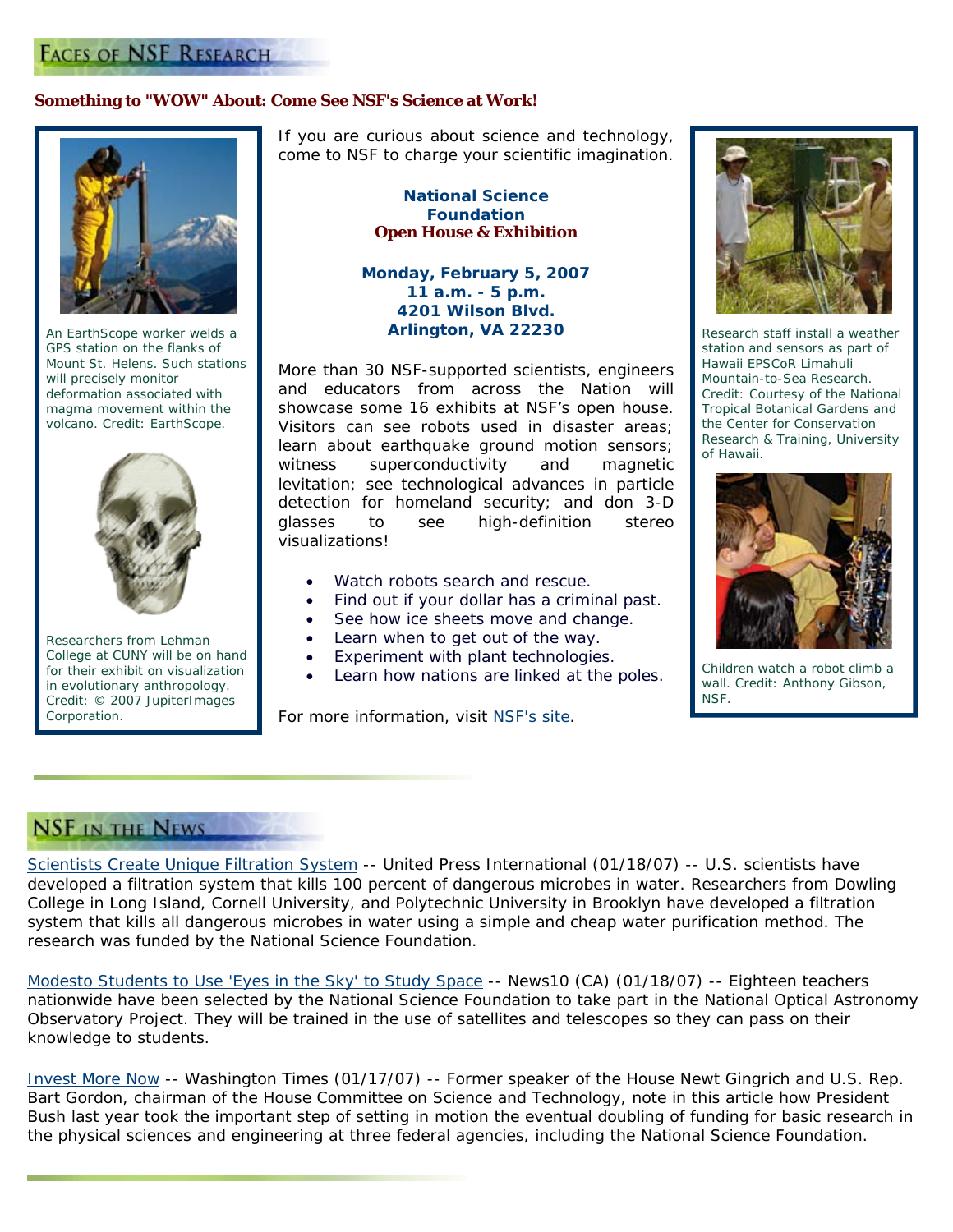## Faces of NSF Research

**Something to "WOW" About: Come See NSF's Science at Work!**

If you are curious about science and technology, come to NSF to charge your scientific imagination.

**National Science Foundation**
**Open House & Exhibition**

**Monday, February 5, 2007**
**11 a.m. - 5 p.m.**
**4201 Wilson Blvd.**
**Arlington, VA 22230**

More than 30 NSF-supported scientists, engineers and educators from across the Nation will showcase some 16 exhibits at NSF's open house. Visitors can see robots used in disaster areas; learn about earthquake ground motion sensors; witness superconductivity and magnetic levitation; see technological advances in particle detection for homeland security; and don 3-D glasses to see high-definition stereo visualizations!

- Watch robots search and rescue.
- Find out if your dollar has a criminal past.
- See how ice sheets move and change.
- Learn when to get out of the way.
- Experiment with plant technologies.
- Learn how nations are linked at the poles.

For more information, visit NSF's site.

An EarthScope worker welds a GPS station on the flanks of Mount St. Helens. Such stations will precisely monitor deformation associated with magma movement within the volcano. Credit: EarthScope.

Researchers from Lehman College at CUNY will be on hand for their exhibit on visualization in evolutionary anthropology. Credit: © 2007 JupiterImages Corporation.

Research staff install a weather station and sensors as part of Hawaii EPSCoR Limahuli Mountain-to-Sea Research. Credit: Courtesy of the National Tropical Botanical Gardens and the Center for Conservation Research & Training, University of Hawaii.

Children watch a robot climb a wall. Credit: Anthony Gibson, NSF.

## NSF in the News

Scientists Create Unique Filtration System -- United Press International (01/18/07) -- U.S. scientists have developed a filtration system that kills 100 percent of dangerous microbes in water. Researchers from Dowling College in Long Island, Cornell University, and Polytechnic University in Brooklyn have developed a filtration system that kills all dangerous microbes in water using a simple and cheap water purification method. The research was funded by the National Science Foundation.

Modesto Students to Use 'Eyes in the Sky' to Study Space -- News10 (CA) (01/18/07) -- Eighteen teachers nationwide have been selected by the National Science Foundation to take part in the National Optical Astronomy Observatory Project. They will be trained in the use of satellites and telescopes so they can pass on their knowledge to students.

Invest More Now -- Washington Times (01/17/07) -- Former speaker of the House Newt Gingrich and U.S. Rep. Bart Gordon, chairman of the House Committee on Science and Technology, note in this article how President Bush last year took the important step of setting in motion the eventual doubling of funding for basic research in the physical sciences and engineering at three federal agencies, including the National Science Foundation.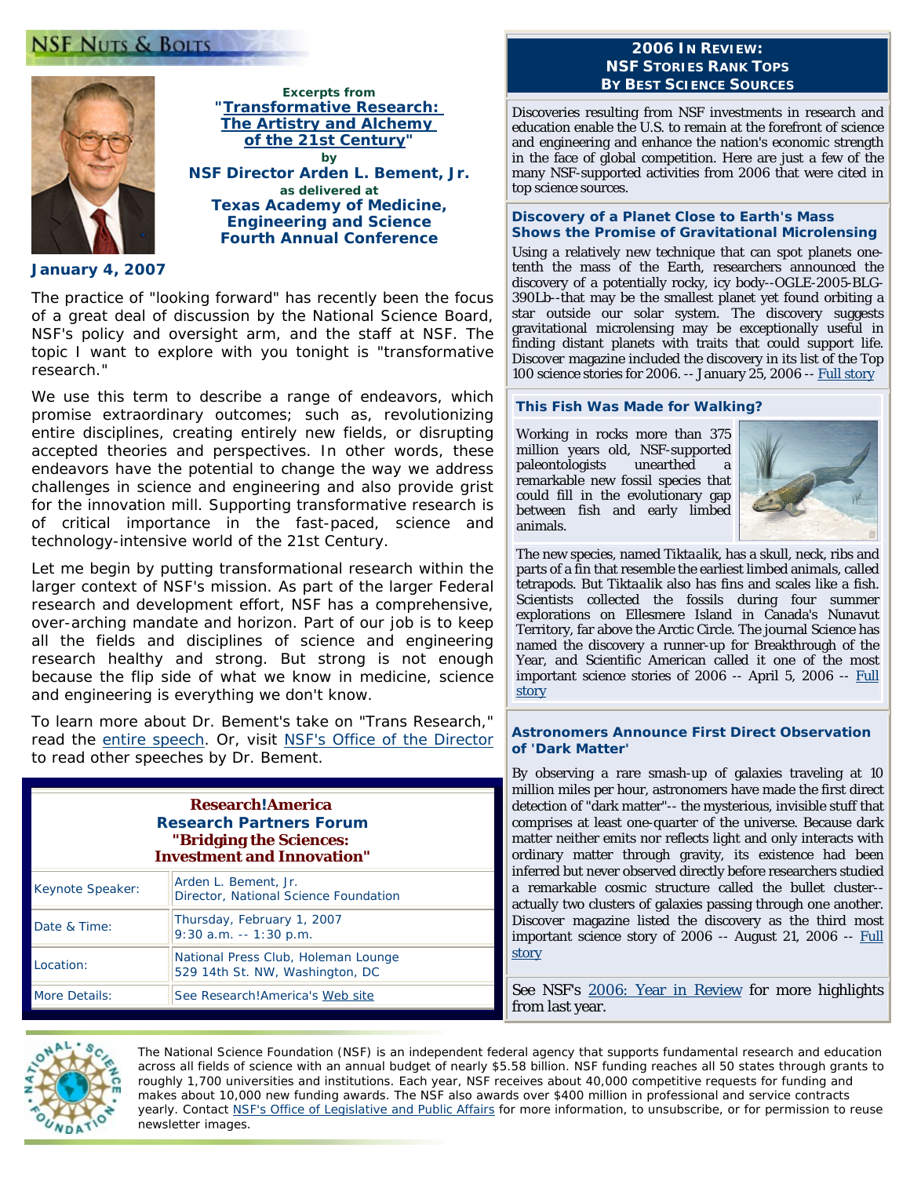# NSF Nuts & Bolts

**Excerpts from**
**"[Transformative Research: The Artistry and Alchemy of the 21st Century]"**
**by**
**NSF Director Arden L. Bement, Jr.**
**as delivered at**
**Texas Academy of Medicine, Engineering and Science Fourth Annual Conference**

**January 4, 2007**

The practice of "looking forward" has recently been the focus of a great deal of discussion by the National Science Board, NSF's policy and oversight arm, and the staff at NSF. The topic I want to explore with you tonight is "transformative research."

We use this term to describe a range of endeavors, which promise extraordinary outcomes; such as, revolutionizing entire disciplines, creating entirely new fields, or disrupting accepted theories and perspectives. In other words, these endeavors have the potential to change the way we address challenges in science and engineering and also provide grist for the innovation mill. Supporting transformative research is of critical importance in the fast-paced, science and technology-intensive world of the 21st Century.

Let me begin by putting transformational research within the larger context of NSF's mission. As part of the larger Federal research and development effort, NSF has a comprehensive, over-arching mandate and horizon. Part of our job is to keep all the fields and disciplines of science and engineering research healthy and strong. But strong is not enough because the flip side of what we know in medicine, science and engineering is everything we don't know.

To learn more about Dr. Bement's take on "Trans Research," read the entire speech. Or, visit NSF's Office of the Director to read other speeches by Dr. Bement.

**Research!America**
**Research Partners Forum**
**"Bridging the Sciences: Investment and Innovation"**

| | |
|---|---|
| Keynote Speaker: | Arden L. Bement, Jr. Director, National Science Foundation |
| Date & Time: | Thursday, February 1, 2007 9:30 a.m. -- 1:30 p.m. |
| Location: | National Press Club, Holeman Lounge 529 14th St. NW, Washington, DC |
| More Details: | See Research!America's Web site |

## 2006 In Review: NSF Stories Rank Tops By Best Science Sources

Discoveries resulting from NSF investments in research and education enable the U.S. to remain at the forefront of science and engineering and enhance the nation's economic strength in the face of global competition. Here are just a few of the many NSF-supported activities from 2006 that were cited in top science sources.

### Discovery of a Planet Close to Earth's Mass Shows the Promise of Gravitational Microlensing

Using a relatively new technique that can spot planets one-tenth the mass of the Earth, researchers announced the discovery of a potentially rocky, icy body--OGLE-2005-BLG-390Lb--that may be the smallest planet yet found orbiting a star outside our solar system. The discovery suggests gravitational microlensing may be exceptionally useful in finding distant planets with traits that could support life. Discover magazine included the discovery in its list of the Top 100 science stories for 2006. -- January 25, 2006 -- Full story

### This Fish Was Made for Walking?

Working in rocks more than 375 million years old, NSF-supported paleontologists unearthed a remarkable new fossil species that could fill in the evolutionary gap between fish and early limbed animals.

The new species, named *Tiktaalik*, has a skull, neck, ribs and parts of a fin that resemble the earliest limbed animals, called tetrapods. But *Tiktaalik* also has fins and scales like a fish. Scientists collected the fossils during four summer explorations on Ellesmere Island in Canada's Nunavut Territory, far above the Arctic Circle. The journal Science has named the discovery a runner-up for Breakthrough of the Year, and Scientific American called it one of the most important science stories of 2006 -- April 5, 2006 -- Full story

### Astronomers Announce First Direct Observation of 'Dark Matter'

By observing a rare smash-up of galaxies traveling at 10 million miles per hour, astronomers have made the first direct detection of "dark matter"-- the mysterious, invisible stuff that comprises at least one-quarter of the universe. Because dark matter neither emits nor reflects light and only interacts with ordinary matter through gravity, its existence had been inferred but never observed directly before researchers studied a remarkable cosmic structure called the bullet cluster--actually two clusters of galaxies passing through one another. Discover magazine listed the discovery as the third most important science story of 2006 -- August 21, 2006 -- Full story

See NSF's 2006: Year in Review for more highlights from last year.

The National Science Foundation (NSF) is an independent federal agency that supports fundamental research and education across all fields of science with an annual budget of nearly $5.58 billion. NSF funding reaches all 50 states through grants to roughly 1,700 universities and institutions. Each year, NSF receives about 40,000 competitive requests for funding and makes about 10,000 new funding awards. The NSF also awards over $400 million in professional and service contracts yearly. Contact NSF's Office of Legislative and Public Affairs for more information, to unsubscribe, or for permission to reuse newsletter images.